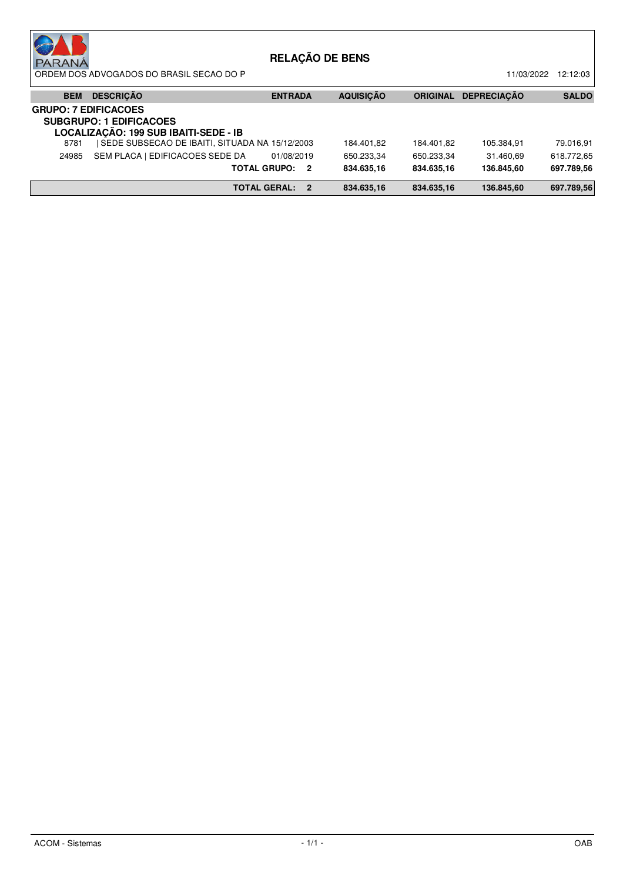# RELAÇÃO DE BENS

ORDEM DOS ADVOGADOS DO BRASIL SECAO DO P

11/03/2022 12:12:03

| BEM | DESCRIÇÃO | ENTRADA | AQUISIÇÃO | ORIGINAL | DEPRECIAÇÃO | SALDO |
|---|---|---|---|---|---|---|
| **GRUPO: 7 EDIFICACOES** | | | | | | |
| **SUBGRUPO: 1 EDIFICACOES** | | | | | | |
| **LOCALIZAÇÃO: 199 SUB IBAITI-SEDE - IB** | | | | | | |
| 8781 | \| SEDE SUBSECAO DE IBAITI, SITUADA NA | 15/12/2003 | 184.401,82 | 184.401,82 | 105.384,91 | 79.016,91 |
| 24985 | SEM PLACA \| EDIFICACOES SEDE DA | 01/08/2019 | 650.233,34 | 650.233,34 | 31.460,69 | 618.772,65 |
| | **TOTAL GRUPO:** | **2** | **834.635,16** | **834.635,16** | **136.845,60** | **697.789,56** |
| | **TOTAL GERAL:** | **2** | **834.635,16** | **834.635,16** | **136.845,60** | **697.789,56** |

ACOM - Sistemas

OAB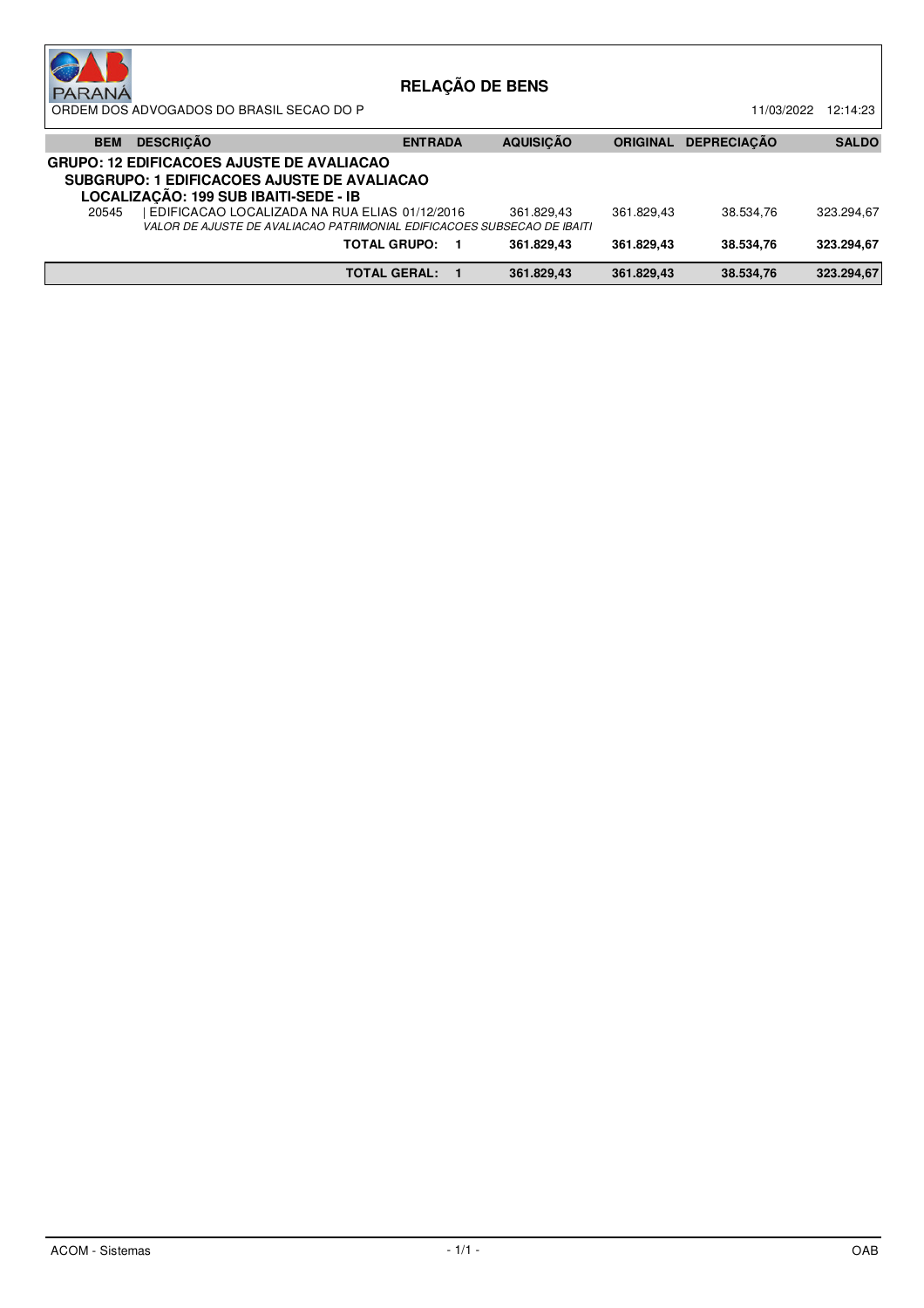# RELAÇÃO DE BENS

ORDEM DOS ADVOGADOS DO BRASIL SECAO DO P — 11/03/2022 12:14:23

| BEM | DESCRIÇÃO | ENTRADA | AQUISIÇÃO | ORIGINAL | DEPRECIAÇÃO | SALDO |
|---|---|---|---|---|---|---|
| **GRUPO: 12 EDIFICACOES AJUSTE DE AVALIACAO** | | | | | | |
| **SUBGRUPO: 1 EDIFICACOES AJUSTE DE AVALIACAO** | | | | | | |
| **LOCALIZAÇÃO: 199 SUB IBAITI-SEDE - IB** | | | | | | |
| 20545 | EDIFICACAO LOCALIZADA NA RUA ELIAS<br>*VALOR DE AJUSTE DE AVALIACAO PATRIMONIAL EDIFICACOES SUBSECAO DE IBAITI* | 01/12/2016 | 361.829,43 | 361.829,43 | 38.534,76 | 323.294,67 |
| | **TOTAL GRUPO:** | **1** | **361.829,43** | **361.829,43** | **38.534,76** | **323.294,67** |
| | **TOTAL GERAL:** | **1** | **361.829,43** | **361.829,43** | **38.534,76** | **323.294,67** |

ACOM - Sistemas — OAB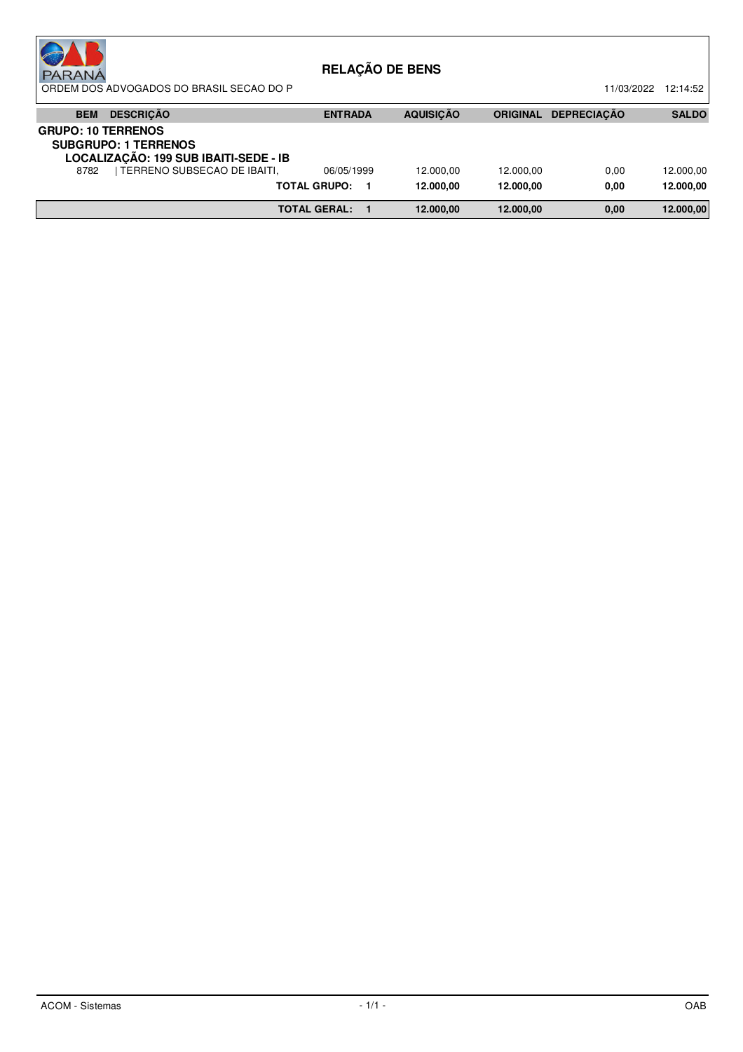# RELAÇÃO DE BENS

ORDEM DOS ADVOGADOS DO BRASIL SECAO DO P

11/03/2022 12:14:52

| BEM | DESCRIÇÃO | ENTRADA | AQUISIÇÃO | ORIGINAL | DEPRECIAÇÃO | SALDO |
|---|---|---|---|---|---|---|
| **GRUPO: 10 TERRENOS** | | | | | | |
| **SUBGRUPO: 1 TERRENOS** | | | | | | |
| **LOCALIZAÇÃO: 199 SUB IBAITI-SEDE - IB** | | | | | | |
| 8782 | TERRENO SUBSECAO DE IBAITI, | 06/05/1999 | 12.000,00 | 12.000,00 | 0,00 | 12.000,00 |
| | **TOTAL GRUPO:** | **1** | **12.000,00** | **12.000,00** | **0,00** | **12.000,00** |
| | **TOTAL GERAL:** | **1** | **12.000,00** | **12.000,00** | **0,00** | **12.000,00** |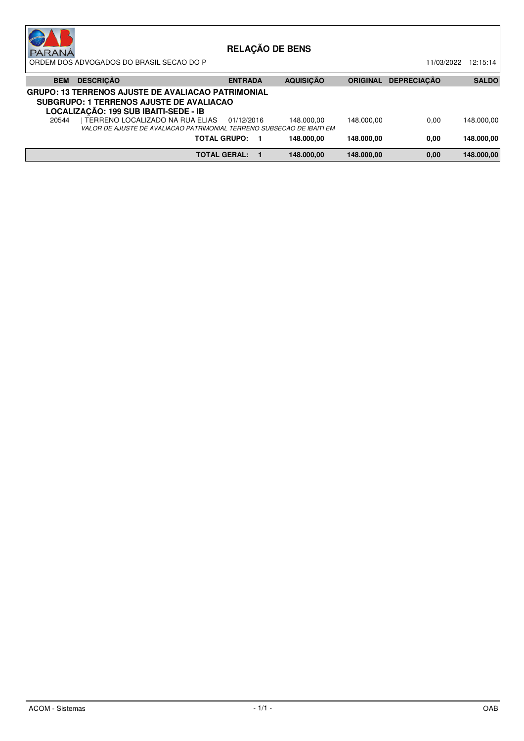# RELAÇÃO DE BENS

ORDEM DOS ADVOGADOS DO BRASIL SECAO DO P

11/03/2022 12:15:14

| BEM | DESCRIÇÃO | ENTRADA | AQUISIÇÃO | ORIGINAL | DEPRECIAÇÃO | SALDO |
|---|---|---|---|---|---|---|
| **GRUPO: 13 TERRENOS AJUSTE DE AVALIACAO PATRIMONIAL** | | | | | | |
| **SUBGRUPO: 1 TERRENOS AJUSTE DE AVALIACAO** | | | | | | |
| **LOCALIZAÇÃO: 199 SUB IBAITI-SEDE - IB** | | | | | | |
| 20544 | \| TERRENO LOCALIZADO NA RUA ELIAS *VALOR DE AJUSTE DE AVALIACAO PATRIMONIAL TERRENO SUBSECAO DE IBAITI EM* | 01/12/2016 | 148.000,00 | 148.000,00 | 0,00 | 148.000,00 |
| | **TOTAL GRUPO:** | **1** | **148.000,00** | **148.000,00** | **0,00** | **148.000,00** |
| | **TOTAL GERAL:** | **1** | **148.000,00** | **148.000,00** | **0,00** | **148.000,00** |

ACOM - Sistemas

OAB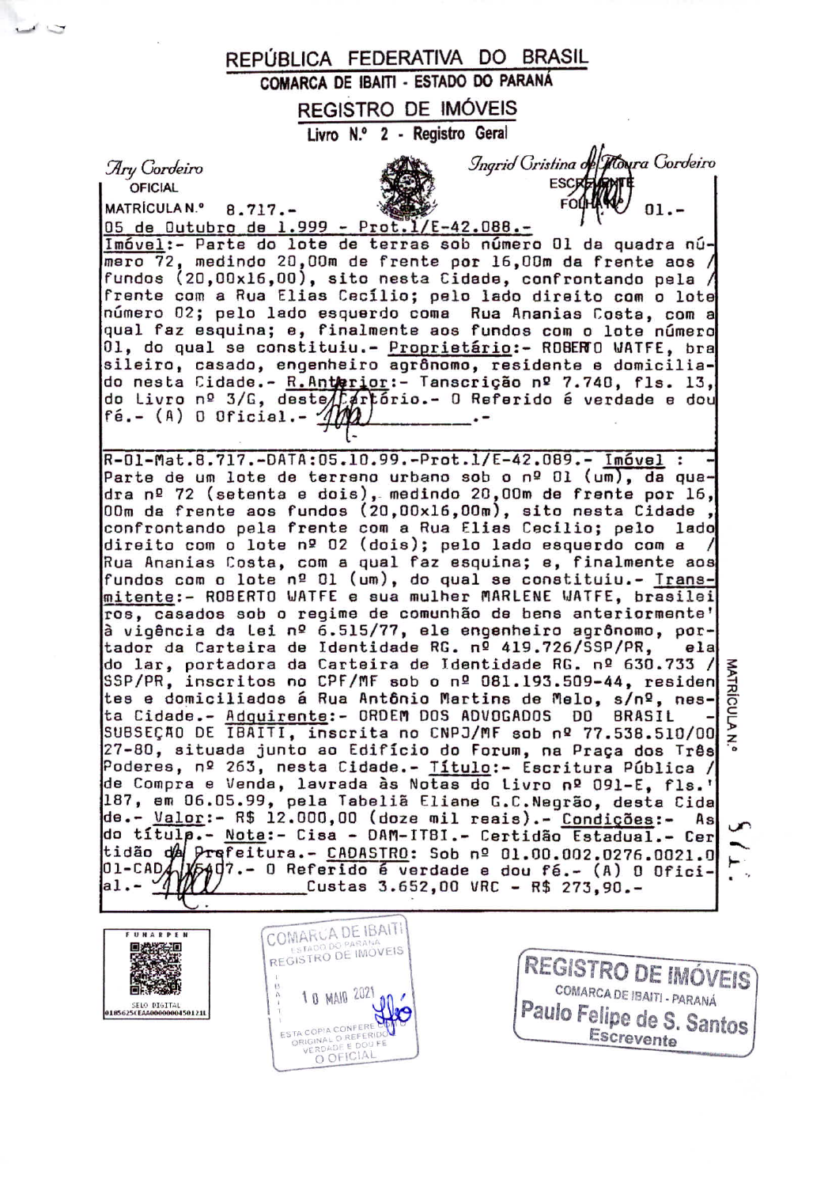# REPÚBLICA FEDERATIVA DO BRASIL

## COMARCA DE IBAITI - ESTADO DO PARANÁ

## REGISTRO DE IMÓVEIS

**Livro N.º 2 - Registro Geral**

*Ary Cordeiro*
OFICIAL

*Ingrid Cristina de Moura Cordeiro*
ESCREVENTE

MATRÍCULA N.º 8.717.-

FOLHA N.º 01.-

05 de Outubro de 1.999 - Prot.1/E-42.088.-

Imóvel:- Parte do lote de terras sob número 01 da quadra número 72, medindo 20,00m de frente por 16,00m da frente aos / fundos (20,00x16,00), sito nesta Cidade, confrontando pela / frente com a Rua Elias Cecílio; pelo lado direito com o lote número 02; pelo lado esquerdo coma Rua Ananias Costa, com a qual faz esquina; e, finalmente aos fundos com o lote número 01, do qual se constituiu.- Proprietário:- ROBERTO WATFE, brasileiro, casado, engenheiro agrônomo, residente e domiciliado nesta Cidade.- R.Anterior:- Tanscrição nº 7.740, fls. 13, do Livro nº 3/G, deste Cartório.- O Referido é verdade e dou fé.- (A) O Oficial.- ____________.-

R-01-Mat.8.717.-DATA:05.10.99.-Prot.1/E-42.089.- Imóvel : - Parte de um lote de terreno urbano sob o nº 01 (um), da quadra nº 72 (setenta e dois), medindo 20,00m de frente por 16,00m da frente aos fundos (20,00x16,00m), sito nesta Cidade , confrontando pela frente com a Rua Elias Cecilio; pelo lado direito com o lote nº 02 (dois); pelo lado esquerdo com a / Rua Ananias Costa, com a qual faz esquina; e, finalmente aos fundos com o lote nº 01 (um), do qual se constituiu.- Transmitente:- ROBERTO WATFE e sua mulher MARLENE WATFE, brasileiros, casados sob o regime de comunhão de bens anteriormente' à vigência da Lei nº 6.515/77, ele engenheiro agrônomo, portador da Carteira de Identidade RG. nº 419.726/SSP/PR, ela do lar, portadora da Carteira de Identidade RG. nº 630.733 / SSP/PR, inscritos no CPF/MF sob o nº 081.193.509-44, residentes e domiciliados á Rua Antônio Martins de Melo, s/nº, nesta Cidade.- Adquirente:- ORDEM DOS ADVOGADOS DO BRASIL - SUBSEÇÃO DE IBAITI, inscrita no CNPJ/MF sob nº 77.538.510/0027-80, situada junto ao Edifício do Forum, na Praça dos Três Poderes, nº 263, nesta Cidade.- Título:- Escritura Pública / de Compra e Venda, lavrada às Notas do Livro nº 091-E, fls.' 187, em 06.05.99, pela Tabeliã Eliane G.C.Negrão, desta Cidade.- Valor:- R$ 12.000,00 (doze mil reais).- Condições:- As do título.- Nota:- Cisa - DAM-ITBI.- Certidão Estadual.- Certidão da Prefeitura.- CADASTRO: Sob nº 01.00.002.0276.0021.001-CAD/15407.- O Referido é verdade e dou fé.- (A) O Oficial.- ____________ Custas 3.652,00 VRC - R$ 273,90.-

FUNARPEN
SELO DIGITAL
0185625CEAA0000000045012IL

COMARCA DE IBAITI
ESTADO DO PARANÁ
REGISTRO DE IMÓVEIS
10 MAIO 2021
ESTA CÓPIA CONFERE COM O ORIGINAL O REFERIDO É VERDADE E DOU FÉ
O OFICIAL

REGISTRO DE IMÓVEIS
COMARCA DE IBAITI - PARANÁ
Paulo Felipe de S. Santos
Escrevente